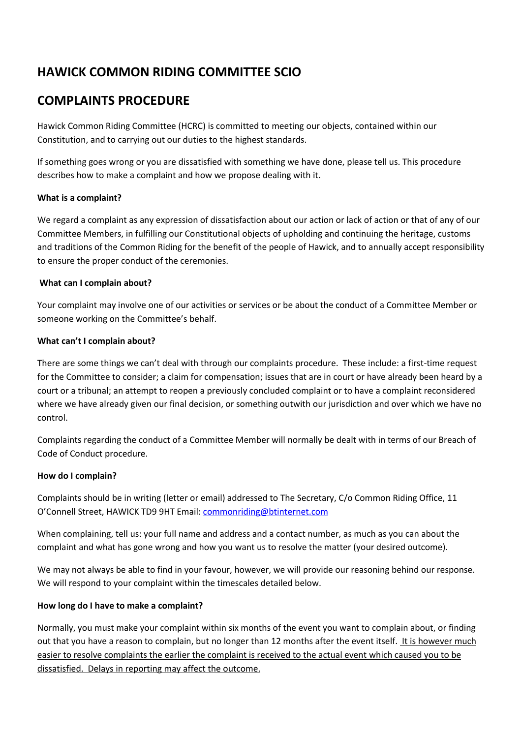# HAWICK COMMON RIDING COMMITTEE SCIO

# COMPLAINTS PROCEDURE

Hawick Common Riding Committee (HCRC) is committed to meeting our objects, contained within our Constitution, and to carrying out our duties to the highest standards.

If something goes wrong or you are dissatisfied with something we have done, please tell us. This procedure describes how to make a complaint and how we propose dealing with it.

**What is a complaint?**

We regard a complaint as any expression of dissatisfaction about our action or lack of action or that of any of our Committee Members, in fulfilling our Constitutional objects of upholding and continuing the heritage, customs and traditions of the Common Riding for the benefit of the people of Hawick, and to annually accept responsibility to ensure the proper conduct of the ceremonies.

**What can I complain about?**

Your complaint may involve one of our activities or services or be about the conduct of a Committee Member or someone working on the Committee's behalf.

**What can't I complain about?**

There are some things we can't deal with through our complaints procedure. These include: a first-time request for the Committee to consider; a claim for compensation; issues that are in court or have already been heard by a court or a tribunal; an attempt to reopen a previously concluded complaint or to have a complaint reconsidered where we have already given our final decision, or something outwith our jurisdiction and over which we have no control.

Complaints regarding the conduct of a Committee Member will normally be dealt with in terms of our Breach of Code of Conduct procedure.

**How do I complain?**

Complaints should be in writing (letter or email) addressed to The Secretary, C/o Common Riding Office, 11 O'Connell Street, HAWICK TD9 9HT Email: commonriding@btinternet.com

When complaining, tell us: your full name and address and a contact number, as much as you can about the complaint and what has gone wrong and how you want us to resolve the matter (your desired outcome).

We may not always be able to find in your favour, however, we will provide our reasoning behind our response. We will respond to your complaint within the timescales detailed below.

**How long do I have to make a complaint?**

Normally, you must make your complaint within six months of the event you want to complain about, or finding out that you have a reason to complain, but no longer than 12 months after the event itself. <u>It is however much easier to resolve complaints the earlier the complaint is received to the actual event which caused you to be dissatisfied. Delays in reporting may affect the outcome.</u>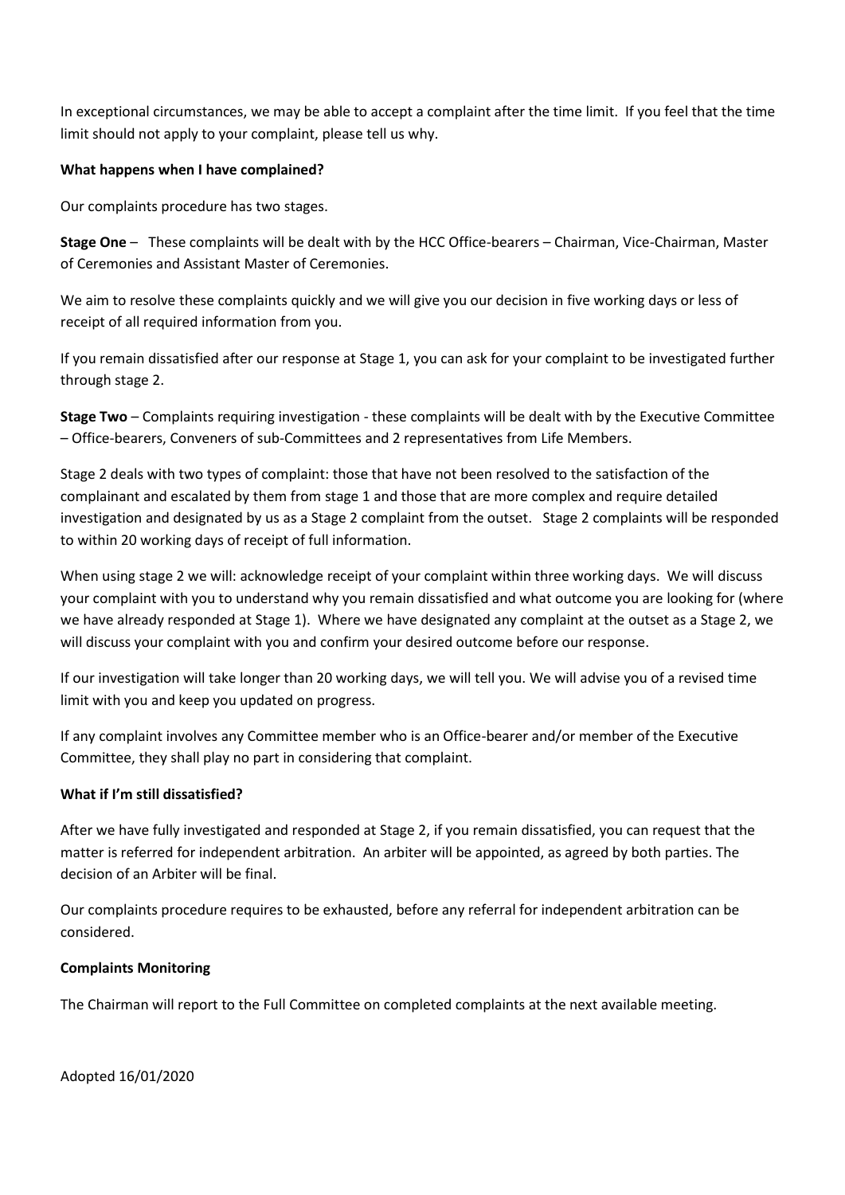In exceptional circumstances, we may be able to accept a complaint after the time limit. If you feel that the time limit should not apply to your complaint, please tell us why.

**What happens when I have complained?**

Our complaints procedure has two stages.

**Stage One** – These complaints will be dealt with by the HCC Office-bearers – Chairman, Vice-Chairman, Master of Ceremonies and Assistant Master of Ceremonies.

We aim to resolve these complaints quickly and we will give you our decision in five working days or less of receipt of all required information from you.

If you remain dissatisfied after our response at Stage 1, you can ask for your complaint to be investigated further through stage 2.

**Stage Two** – Complaints requiring investigation - these complaints will be dealt with by the Executive Committee – Office-bearers, Conveners of sub-Committees and 2 representatives from Life Members.

Stage 2 deals with two types of complaint: those that have not been resolved to the satisfaction of the complainant and escalated by them from stage 1 and those that are more complex and require detailed investigation and designated by us as a Stage 2 complaint from the outset. Stage 2 complaints will be responded to within 20 working days of receipt of full information.

When using stage 2 we will: acknowledge receipt of your complaint within three working days. We will discuss your complaint with you to understand why you remain dissatisfied and what outcome you are looking for (where we have already responded at Stage 1). Where we have designated any complaint at the outset as a Stage 2, we will discuss your complaint with you and confirm your desired outcome before our response.

If our investigation will take longer than 20 working days, we will tell you. We will advise you of a revised time limit with you and keep you updated on progress.

If any complaint involves any Committee member who is an Office-bearer and/or member of the Executive Committee, they shall play no part in considering that complaint.

**What if I'm still dissatisfied?**

After we have fully investigated and responded at Stage 2, if you remain dissatisfied, you can request that the matter is referred for independent arbitration. An arbiter will be appointed, as agreed by both parties. The decision of an Arbiter will be final.

Our complaints procedure requires to be exhausted, before any referral for independent arbitration can be considered.

**Complaints Monitoring**

The Chairman will report to the Full Committee on completed complaints at the next available meeting.

Adopted 16/01/2020